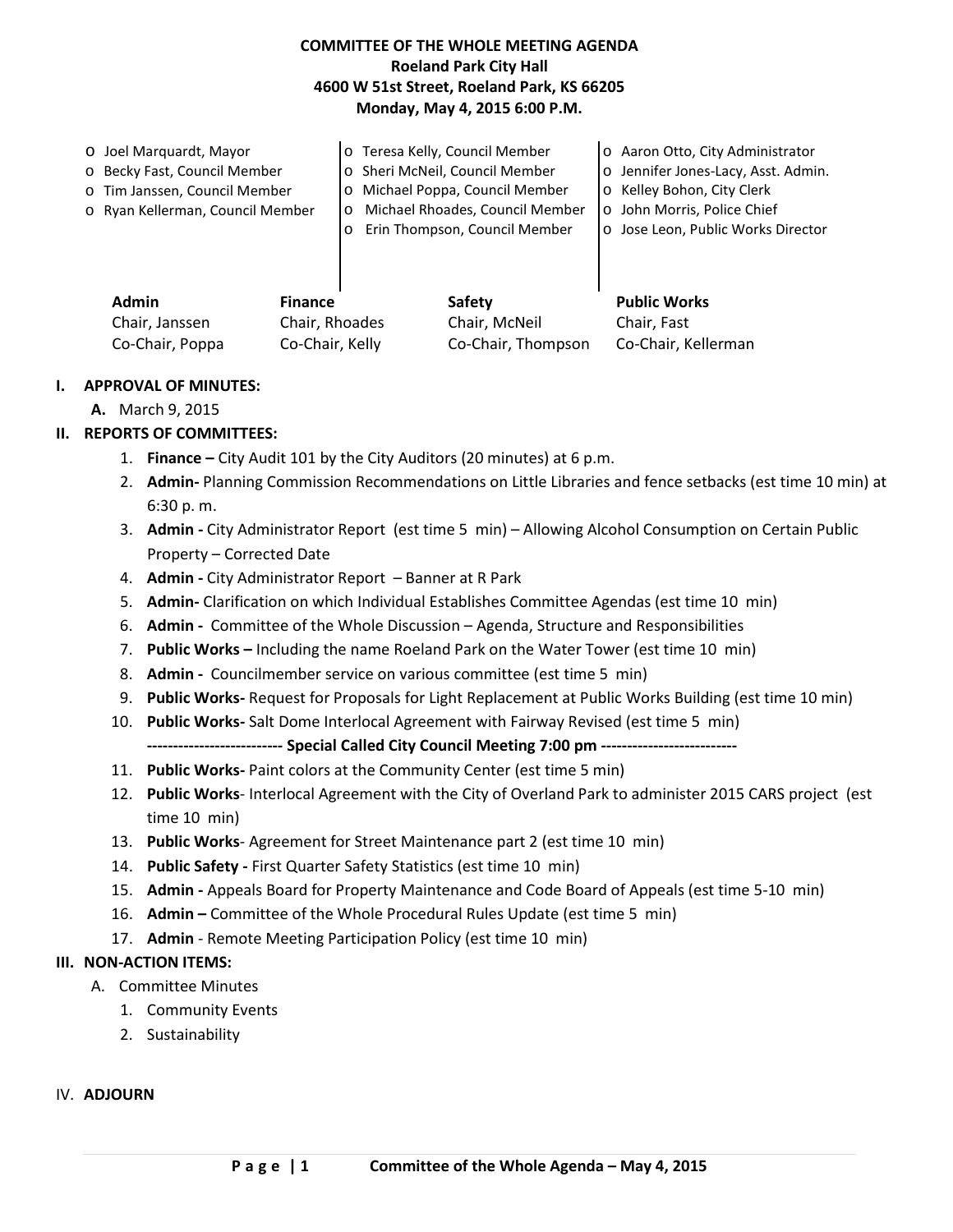# COMMITTEE OF THE WHOLE MEETING AGENDA
## Roeland Park City Hall
## 4600 W 51st Street, Roeland Park, KS 66205
## Monday, May 4, 2015 6:00 P.M.

- o Joel Marquardt, Mayor
- o Becky Fast, Council Member
- o Tim Janssen, Council Member
- o Ryan Kellerman, Council Member
- o Teresa Kelly, Council Member
- o Sheri McNeil, Council Member
- o Michael Poppa, Council Member
- o Michael Rhoades, Council Member
- o Erin Thompson, Council Member
- o Aaron Otto, City Administrator
- o Jennifer Jones-Lacy, Asst. Admin.
- o Kelley Bohon, City Clerk
- o John Morris, Police Chief
- o Jose Leon, Public Works Director

| Admin | Finance | Safety | Public Works |
|---|---|---|---|
| Chair, Janssen | Chair, Rhoades | Chair, McNeil | Chair, Fast |
| Co-Chair, Poppa | Co-Chair, Kelly | Co-Chair, Thompson | Co-Chair, Kellerman |

**I. APPROVAL OF MINUTES:**

- **A.** March 9, 2015

**II. REPORTS OF COMMITTEES:**

1. **Finance –** City Audit 101 by the City Auditors (20 minutes) at 6 p.m.
2. **Admin-** Planning Commission Recommendations on Little Libraries and fence setbacks (est time 10 min) at 6:30 p. m.
3. **Admin -** City Administrator Report (est time 5 min) – Allowing Alcohol Consumption on Certain Public Property – Corrected Date
4. **Admin -** City Administrator Report – Banner at R Park
5. **Admin-** Clarification on which Individual Establishes Committee Agendas (est time 10 min)
6. **Admin -** Committee of the Whole Discussion – Agenda, Structure and Responsibilities
7. **Public Works –** Including the name Roeland Park on the Water Tower (est time 10 min)
8. **Admin -** Councilmember service on various committee (est time 5 min)
9. **Public Works-** Request for Proposals for Light Replacement at Public Works Building (est time 10 min)
10. **Public Works-** Salt Dome Interlocal Agreement with Fairway Revised (est time 5 min)

    **------------------------- Special Called City Council Meeting 7:00 pm -------------------------**

11. **Public Works-** Paint colors at the Community Center (est time 5 min)
12. **Public Works**- Interlocal Agreement with the City of Overland Park to administer 2015 CARS project (est time 10 min)
13. **Public Works**- Agreement for Street Maintenance part 2 (est time 10 min)
14. **Public Safety -** First Quarter Safety Statistics (est time 10 min)
15. **Admin -** Appeals Board for Property Maintenance and Code Board of Appeals (est time 5-10 min)
16. **Admin –** Committee of the Whole Procedural Rules Update (est time 5 min)
17. **Admin** - Remote Meeting Participation Policy (est time 10 min)

**III. NON-ACTION ITEMS:**

- A. Committee Minutes
  1. Community Events
  2. Sustainability

IV. **ADJOURN**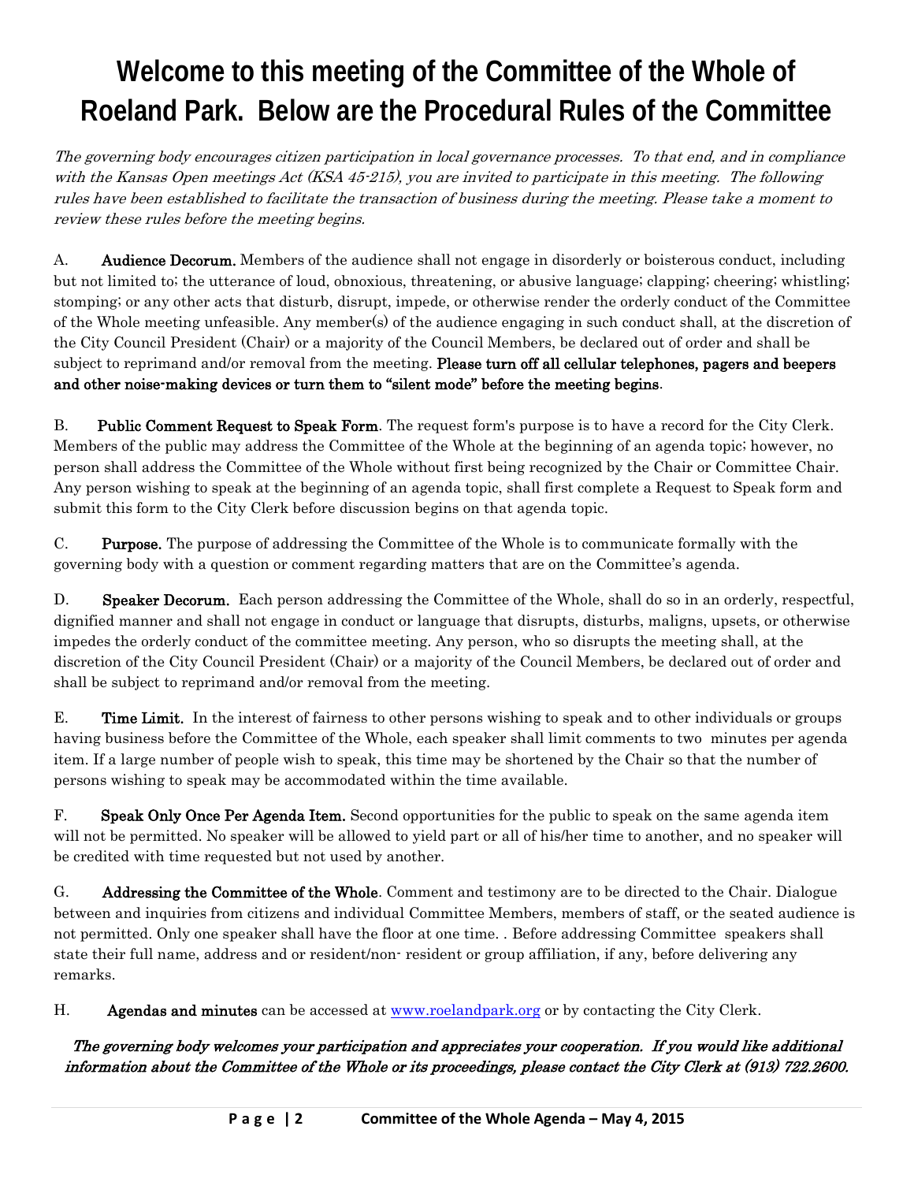# Welcome to this meeting of the Committee of the Whole of Roeland Park. Below are the Procedural Rules of the Committee

*The governing body encourages citizen participation in local governance processes. To that end, and in compliance with the Kansas Open meetings Act (KSA 45-215), you are invited to participate in this meeting. The following rules have been established to facilitate the transaction of business during the meeting. Please take a moment to review these rules before the meeting begins.*

A. **Audience Decorum.** Members of the audience shall not engage in disorderly or boisterous conduct, including but not limited to; the utterance of loud, obnoxious, threatening, or abusive language; clapping; cheering; whistling; stomping; or any other acts that disturb, disrupt, impede, or otherwise render the orderly conduct of the Committee of the Whole meeting unfeasible. Any member(s) of the audience engaging in such conduct shall, at the discretion of the City Council President (Chair) or a majority of the Council Members, be declared out of order and shall be subject to reprimand and/or removal from the meeting. **Please turn off all cellular telephones, pagers and beepers and other noise-making devices or turn them to "silent mode" before the meeting begins**.

B. **Public Comment Request to Speak Form**. The request form's purpose is to have a record for the City Clerk. Members of the public may address the Committee of the Whole at the beginning of an agenda topic; however, no person shall address the Committee of the Whole without first being recognized by the Chair or Committee Chair. Any person wishing to speak at the beginning of an agenda topic, shall first complete a Request to Speak form and submit this form to the City Clerk before discussion begins on that agenda topic.

C. **Purpose.** The purpose of addressing the Committee of the Whole is to communicate formally with the governing body with a question or comment regarding matters that are on the Committee's agenda.

D. **Speaker Decorum.** Each person addressing the Committee of the Whole, shall do so in an orderly, respectful, dignified manner and shall not engage in conduct or language that disrupts, disturbs, maligns, upsets, or otherwise impedes the orderly conduct of the committee meeting. Any person, who so disrupts the meeting shall, at the discretion of the City Council President (Chair) or a majority of the Council Members, be declared out of order and shall be subject to reprimand and/or removal from the meeting.

E. **Time Limit.** In the interest of fairness to other persons wishing to speak and to other individuals or groups having business before the Committee of the Whole, each speaker shall limit comments to two minutes per agenda item. If a large number of people wish to speak, this time may be shortened by the Chair so that the number of persons wishing to speak may be accommodated within the time available.

F. **Speak Only Once Per Agenda Item.** Second opportunities for the public to speak on the same agenda item will not be permitted. No speaker will be allowed to yield part or all of his/her time to another, and no speaker will be credited with time requested but not used by another.

G. **Addressing the Committee of the Whole**. Comment and testimony are to be directed to the Chair. Dialogue between and inquiries from citizens and individual Committee Members, members of staff, or the seated audience is not permitted. Only one speaker shall have the floor at one time. . Before addressing Committee speakers shall state their full name, address and or resident/non- resident or group affiliation, if any, before delivering any remarks.

H. **Agendas and minutes** can be accessed at www.roelandpark.org or by contacting the City Clerk.

***The governing body welcomes your participation and appreciates your cooperation. If you would like additional information about the Committee of the Whole or its proceedings, please contact the City Clerk at (913) 722.2600.***